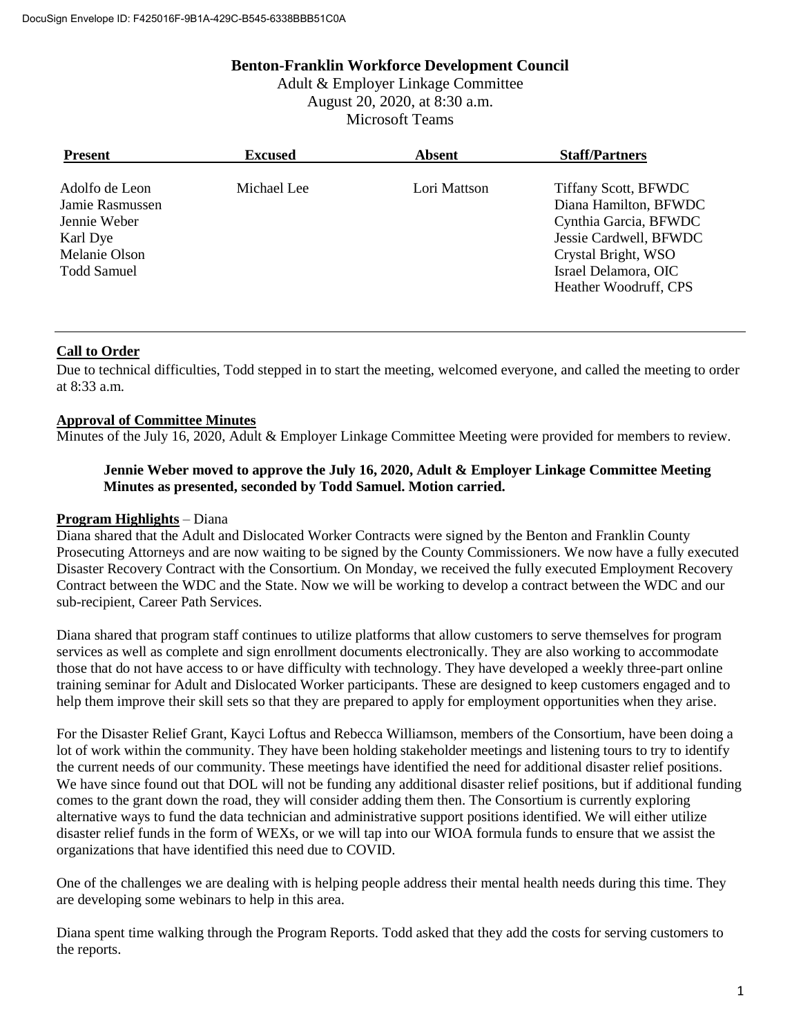DocuSign Envelope ID: F425016F-9B1A-429C-B545-6338BBB51C0A

# Benton-Franklin Workforce Development Council

Adult & Employer Linkage Committee
August 20, 2020, at 8:30 a.m.
Microsoft Teams

| Present | Excused | Absent | Staff/Partners |
|---|---|---|---|
| Adolfo de Leon | Michael Lee | Lori Mattson | Tiffany Scott, BFWDC |
| Jamie Rasmussen | | | Diana Hamilton, BFWDC |
| Jennie Weber | | | Cynthia Garcia, BFWDC |
| Karl Dye | | | Jessie Cardwell, BFWDC |
| Melanie Olson | | | Crystal Bright, WSO |
| Todd Samuel | | | Israel Delamora, OIC |
| | | | Heather Woodruff, CPS |

**Call to Order**

Due to technical difficulties, Todd stepped in to start the meeting, welcomed everyone, and called the meeting to order at 8:33 a.m.

**Approval of Committee Minutes**

Minutes of the July 16, 2020, Adult & Employer Linkage Committee Meeting were provided for members to review.

> **Jennie Weber moved to approve the July 16, 2020, Adult & Employer Linkage Committee Meeting Minutes as presented, seconded by Todd Samuel. Motion carried.**

**Program Highlights** – Diana

Diana shared that the Adult and Dislocated Worker Contracts were signed by the Benton and Franklin County Prosecuting Attorneys and are now waiting to be signed by the County Commissioners. We now have a fully executed Disaster Recovery Contract with the Consortium. On Monday, we received the fully executed Employment Recovery Contract between the WDC and the State. Now we will be working to develop a contract between the WDC and our sub-recipient, Career Path Services.

Diana shared that program staff continues to utilize platforms that allow customers to serve themselves for program services as well as complete and sign enrollment documents electronically. They are also working to accommodate those that do not have access to or have difficulty with technology. They have developed a weekly three-part online training seminar for Adult and Dislocated Worker participants. These are designed to keep customers engaged and to help them improve their skill sets so that they are prepared to apply for employment opportunities when they arise.

For the Disaster Relief Grant, Kayci Loftus and Rebecca Williamson, members of the Consortium, have been doing a lot of work within the community. They have been holding stakeholder meetings and listening tours to try to identify the current needs of our community. These meetings have identified the need for additional disaster relief positions. We have since found out that DOL will not be funding any additional disaster relief positions, but if additional funding comes to the grant down the road, they will consider adding them then. The Consortium is currently exploring alternative ways to fund the data technician and administrative support positions identified. We will either utilize disaster relief funds in the form of WEXs, or we will tap into our WIOA formula funds to ensure that we assist the organizations that have identified this need due to COVID.

One of the challenges we are dealing with is helping people address their mental health needs during this time. They are developing some webinars to help in this area.

Diana spent time walking through the Program Reports. Todd asked that they add the costs for serving customers to the reports.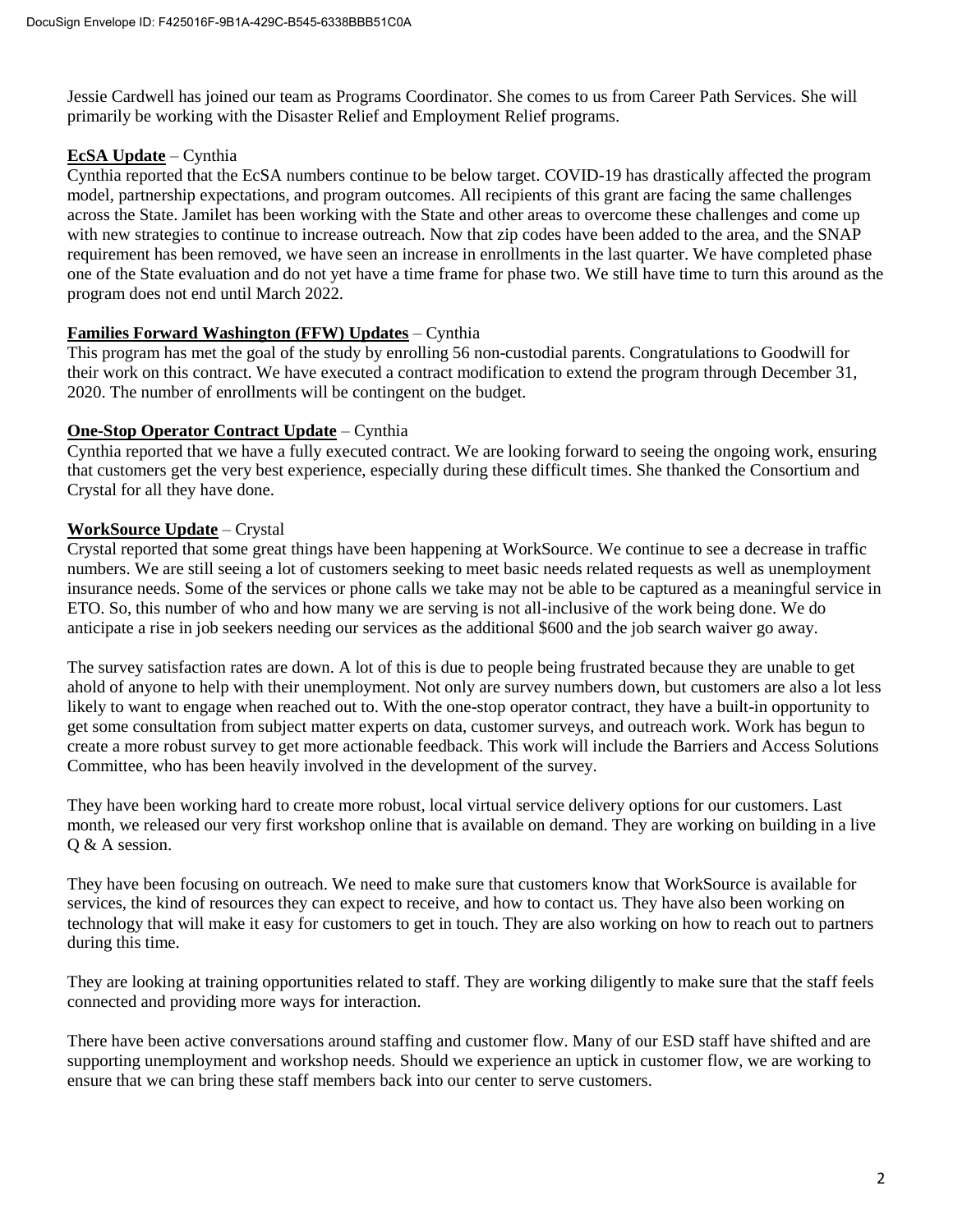Jessie Cardwell has joined our team as Programs Coordinator. She comes to us from Career Path Services. She will primarily be working with the Disaster Relief and Employment Relief programs.

**EcSA Update** – Cynthia

Cynthia reported that the EcSA numbers continue to be below target. COVID-19 has drastically affected the program model, partnership expectations, and program outcomes. All recipients of this grant are facing the same challenges across the State. Jamilet has been working with the State and other areas to overcome these challenges and come up with new strategies to continue to increase outreach. Now that zip codes have been added to the area, and the SNAP requirement has been removed, we have seen an increase in enrollments in the last quarter. We have completed phase one of the State evaluation and do not yet have a time frame for phase two. We still have time to turn this around as the program does not end until March 2022.

**Families Forward Washington (FFW) Updates** – Cynthia

This program has met the goal of the study by enrolling 56 non-custodial parents. Congratulations to Goodwill for their work on this contract. We have executed a contract modification to extend the program through December 31, 2020. The number of enrollments will be contingent on the budget.

**One-Stop Operator Contract Update** – Cynthia

Cynthia reported that we have a fully executed contract. We are looking forward to seeing the ongoing work, ensuring that customers get the very best experience, especially during these difficult times. She thanked the Consortium and Crystal for all they have done.

**WorkSource Update** – Crystal

Crystal reported that some great things have been happening at WorkSource. We continue to see a decrease in traffic numbers. We are still seeing a lot of customers seeking to meet basic needs related requests as well as unemployment insurance needs. Some of the services or phone calls we take may not be able to be captured as a meaningful service in ETO. So, this number of who and how many we are serving is not all-inclusive of the work being done. We do anticipate a rise in job seekers needing our services as the additional $600 and the job search waiver go away.

The survey satisfaction rates are down. A lot of this is due to people being frustrated because they are unable to get ahold of anyone to help with their unemployment. Not only are survey numbers down, but customers are also a lot less likely to want to engage when reached out to. With the one-stop operator contract, they have a built-in opportunity to get some consultation from subject matter experts on data, customer surveys, and outreach work. Work has begun to create a more robust survey to get more actionable feedback. This work will include the Barriers and Access Solutions Committee, who has been heavily involved in the development of the survey.

They have been working hard to create more robust, local virtual service delivery options for our customers. Last month, we released our very first workshop online that is available on demand. They are working on building in a live Q & A session.

They have been focusing on outreach. We need to make sure that customers know that WorkSource is available for services, the kind of resources they can expect to receive, and how to contact us. They have also been working on technology that will make it easy for customers to get in touch. They are also working on how to reach out to partners during this time.

They are looking at training opportunities related to staff. They are working diligently to make sure that the staff feels connected and providing more ways for interaction.

There have been active conversations around staffing and customer flow. Many of our ESD staff have shifted and are supporting unemployment and workshop needs. Should we experience an uptick in customer flow, we are working to ensure that we can bring these staff members back into our center to serve customers.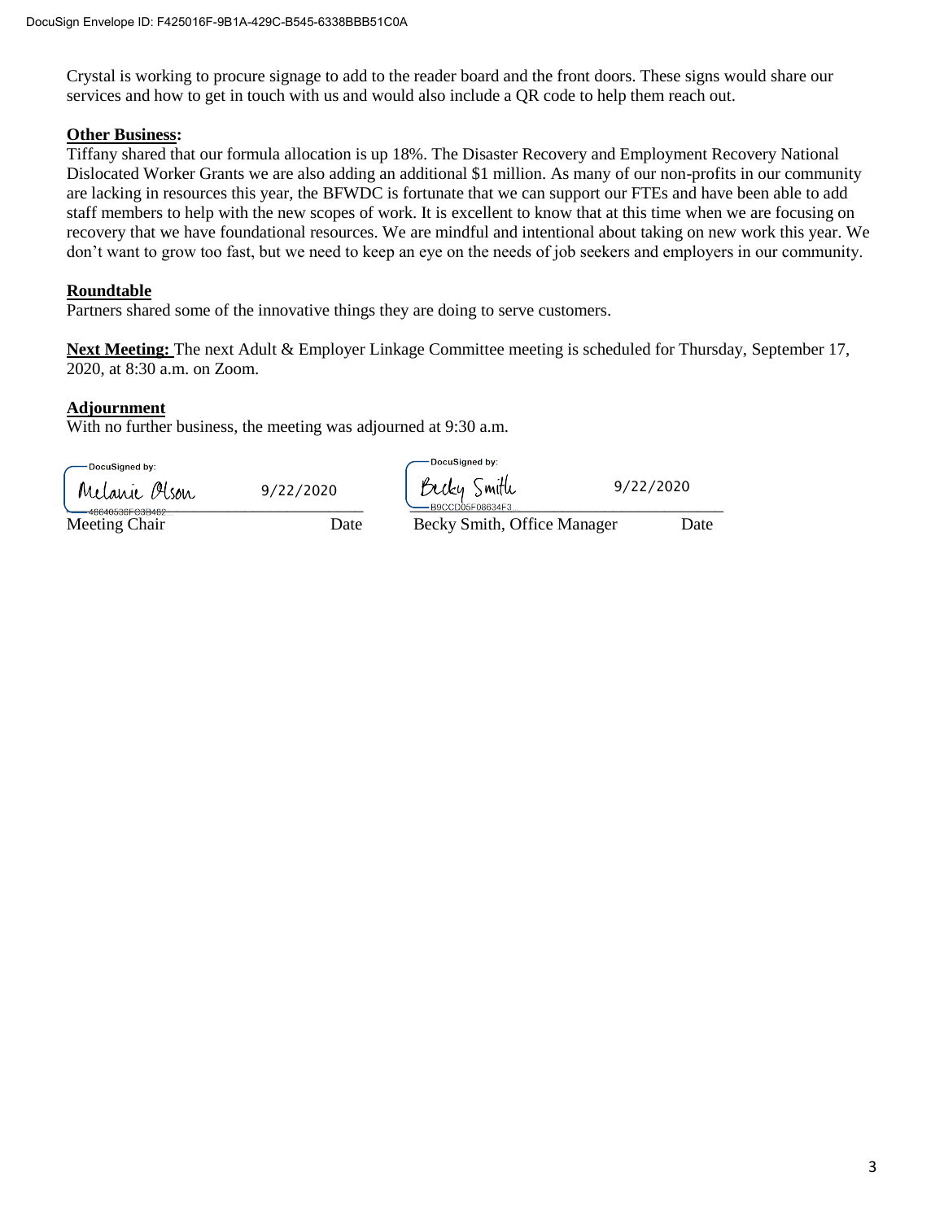Crystal is working to procure signage to add to the reader board and the front doors. These signs would share our services and how to get in touch with us and would also include a QR code to help them reach out.

**Other Business:**
Tiffany shared that our formula allocation is up 18%. The Disaster Recovery and Employment Recovery National Dislocated Worker Grants we are also adding an additional $1 million. As many of our non-profits in our community are lacking in resources this year, the BFWDC is fortunate that we can support our FTEs and have been able to add staff members to help with the new scopes of work. It is excellent to know that at this time when we are focusing on recovery that we have foundational resources. We are mindful and intentional about taking on new work this year. We don't want to grow too fast, but we need to keep an eye on the needs of job seekers and employers in our community.

**Roundtable**
Partners shared some of the innovative things they are doing to serve customers.

**Next Meeting:** The next Adult & Employer Linkage Committee meeting is scheduled for Thursday, September 17, 2020, at 8:30 a.m. on Zoom.

**Adjournment**
With no further business, the meeting was adjourned at 9:30 a.m.

| | | | |
|---|---|---|---|
| DocuSigned by: Melanie Olson | 9/22/2020 | DocuSigned by: Becky Smith | 9/22/2020 |
| Meeting Chair | Date | Becky Smith, Office Manager | Date |